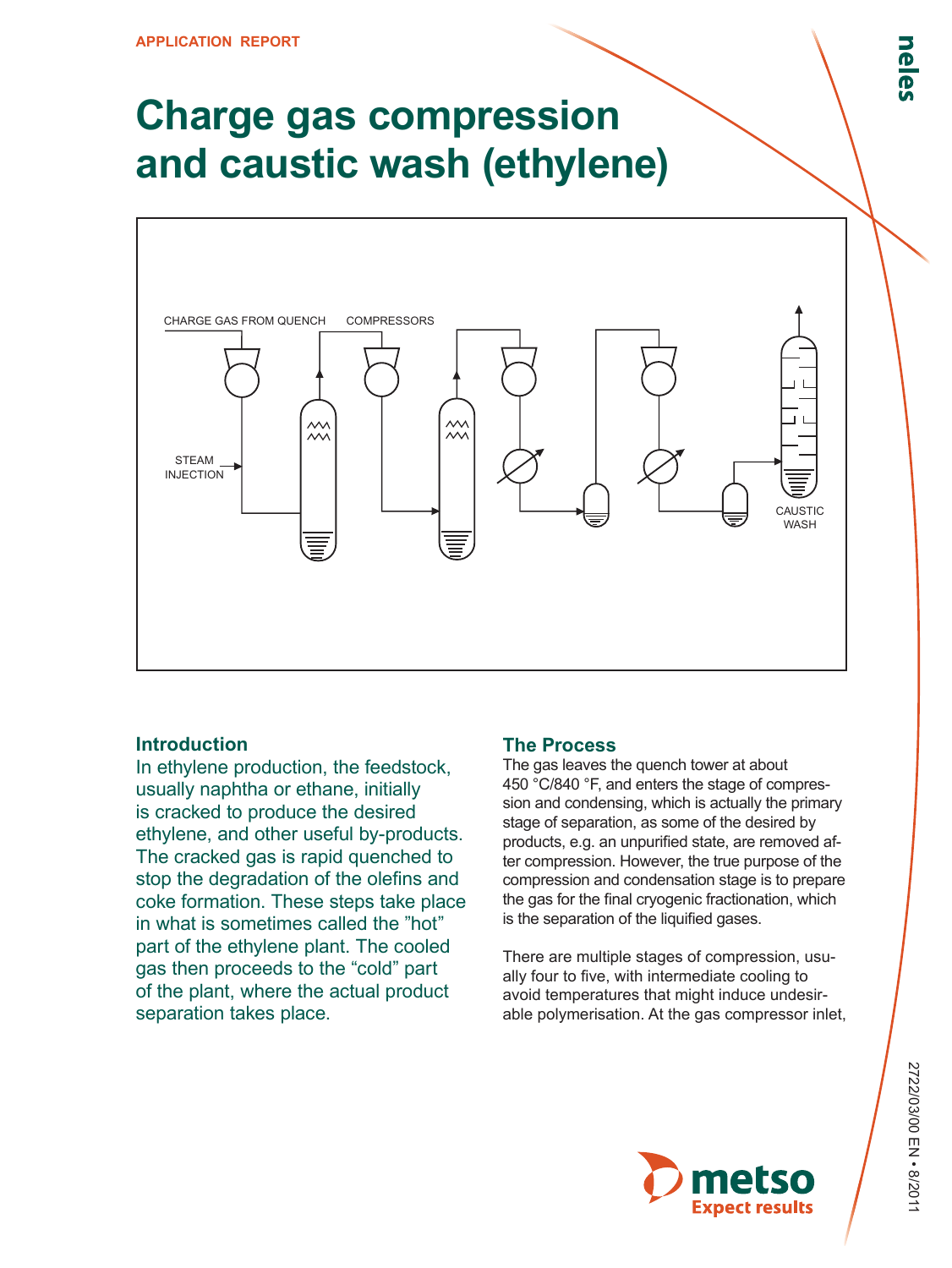APPLICATION REPORT

# Charge gas compression and caustic wash (ethylene)

CHARGE GAS FROM QUENCH

COMPRESSORS

STEAM INJECTION

CAUSTIC WASH

## Introduction

In ethylene production, the feedstock, usually naphtha or ethane, initially is cracked to produce the desired ethylene, and other useful by-products. The cracked gas is rapid quenched to stop the degradation of the olefins and coke formation. These steps take place in what is sometimes called the ”hot” part of the ethylene plant. The cooled gas then proceeds to the “cold” part of the plant, where the actual product separation takes place.

## The Process

The gas leaves the quench tower at about 450 °C/840 °F, and enters the stage of compression and condensing, which is actually the primary stage of separation, as some of the desired by products, e.g. an unpurified state, are removed after compression. However, the true purpose of the compression and condensation stage is to prepare the gas for the final cryogenic fractionation, which is the separation of the liquified gases.

There are multiple stages of compression, usually four to five, with intermediate cooling to avoid temperatures that might induce undesirable polymerisation. At the gas compressor inlet,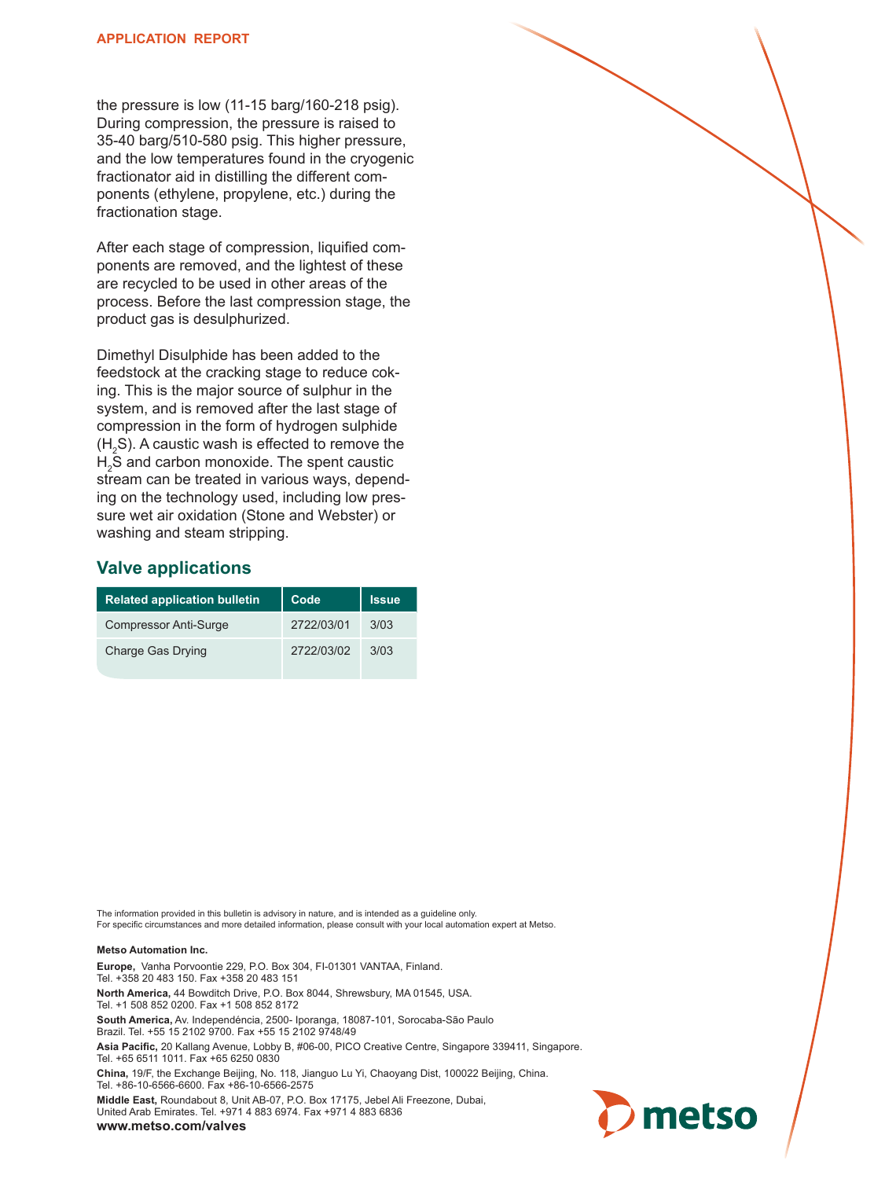the pressure is low (11-15 barg/160-218 psig). During compression, the pressure is raised to 35-40 barg/510-580 psig. This higher pressure, and the low temperatures found in the cryogenic fractionator aid in distilling the different components (ethylene, propylene, etc.) during the fractionation stage.

After each stage of compression, liquified components are removed, and the lightest of these are recycled to be used in other areas of the process. Before the last compression stage, the product gas is desulphurized.

Dimethyl Disulphide has been added to the feedstock at the cracking stage to reduce coking. This is the major source of sulphur in the system, and is removed after the last stage of compression in the form of hydrogen sulphide ($H_2S$). A caustic wash is effected to remove the $H_2S$ and carbon monoxide. The spent caustic stream can be treated in various ways, depending on the technology used, including low pressure wet air oxidation (Stone and Webster) or washing and steam stripping.

## Valve applications

| Related application bulletin | Code | Issue |
|---|---|---|
| Compressor Anti-Surge | 2722/03/01 | 3/03 |
| Charge Gas Drying | 2722/03/02 | 3/03 |

The information provided in this bulletin is advisory in nature, and is intended as a guideline only.
For specific circumstances and more detailed information, please consult with your local automation expert at Metso.

**Metso Automation Inc.**

**Europe,** Vanha Porvoontie 229, P.O. Box 304, FI-01301 VANTAA, Finland.
Tel. +358 20 483 150. Fax +358 20 483 151

**North America,** 44 Bowditch Drive, P.O. Box 8044, Shrewsbury, MA 01545, USA.
Tel. +1 508 852 0200. Fax +1 508 852 8172

**South America,** Av. Independência, 2500- Iporanga, 18087-101, Sorocaba-São Paulo
Brazil. Tel. +55 15 2102 9700. Fax +55 15 2102 9748/49

**Asia Pacific,** 20 Kallang Avenue, Lobby B, #06-00, PICO Creative Centre, Singapore 339411, Singapore.
Tel. +65 6511 1011. Fax +65 6250 0830

**China,** 19/F, the Exchange Beijing, No. 118, Jianguo Lu Yi, Chaoyang Dist, 100022 Beijing, China.
Tel. +86-10-6566-6600. Fax +86-10-6566-2575

**Middle East,** Roundabout 8, Unit AB-07, P.O. Box 17175, Jebel Ali Freezone, Dubai,
United Arab Emirates. Tel. +971 4 883 6974. Fax +971 4 883 6836

**www.metso.com/valves**

metso